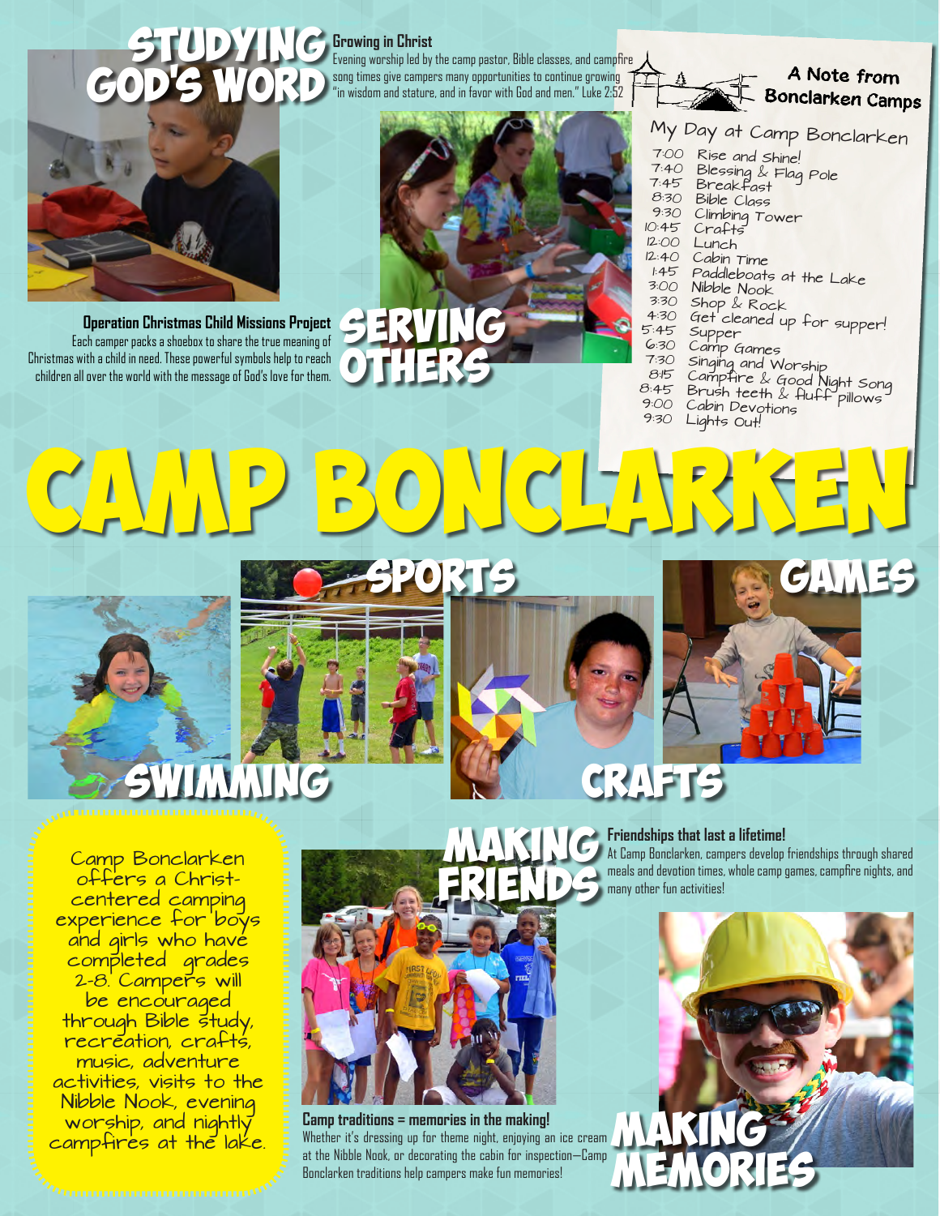# Camp Bonclarken

## Studying God's Word

**Growing in Christ**

Evening worship led by the camp pastor, Bible classes, and campfire song times give campers many opportunities to continue growing "in wisdom and stature, and in favor with God and men." Luke 2:52

## Serving Others

**Operation Christmas Child Missions Project**

Each camper packs a shoebox to share the true meaning of Christmas with a child in need. These powerful symbols help to reach children all over the world with the message of God's love for them.

## A Note from Bonclarken Camps

### My Day at Camp Bonclarken

- 7:00 Rise and Shine!
- 7:40 Blessing & Flag Pole
- 7:45 Breakfast
- 8:30 Bible Class
- 9:30 Climbing Tower
- 10:45 Crafts
- 12:00 Lunch
- 12:40 Cabin Time
- 1:45 Paddleboats at the Lake
- 3:00 Nibble Nook
- 3:30 Shop & Rock
- 4:30 Get cleaned up for supper!
- 5:45 Supper
- 6:30 Camp Games
- 7:30 Singing and Worship
- 8:15 Campfire & Good Night Song
- 8:45 Brush teeth & fluff pillows
- 9:00 Cabin Devotions
- 9:30 Lights Out!

## Sports

## Games

## Swimming

## Crafts

Camp Bonclarken offers a Christ-centered camping experience for boys and girls who have completed grades 2-8. Campers will be encouraged through Bible study, recreation, crafts, music, adventure activities, visits to the Nibble Nook, evening worship, and nightly campfires at the lake.

## Making Friends

**Friendships that last a lifetime!**

At Camp Bonclarken, campers develop friendships through shared meals and devotion times, whole camp games, campfire nights, and many other fun activities!

## Making Memories

**Camp traditions = memories in the making!**

Whether it's dressing up for theme night, enjoying an ice cream at the Nibble Nook, or decorating the cabin for inspection—Camp Bonclarken traditions help campers make fun memories!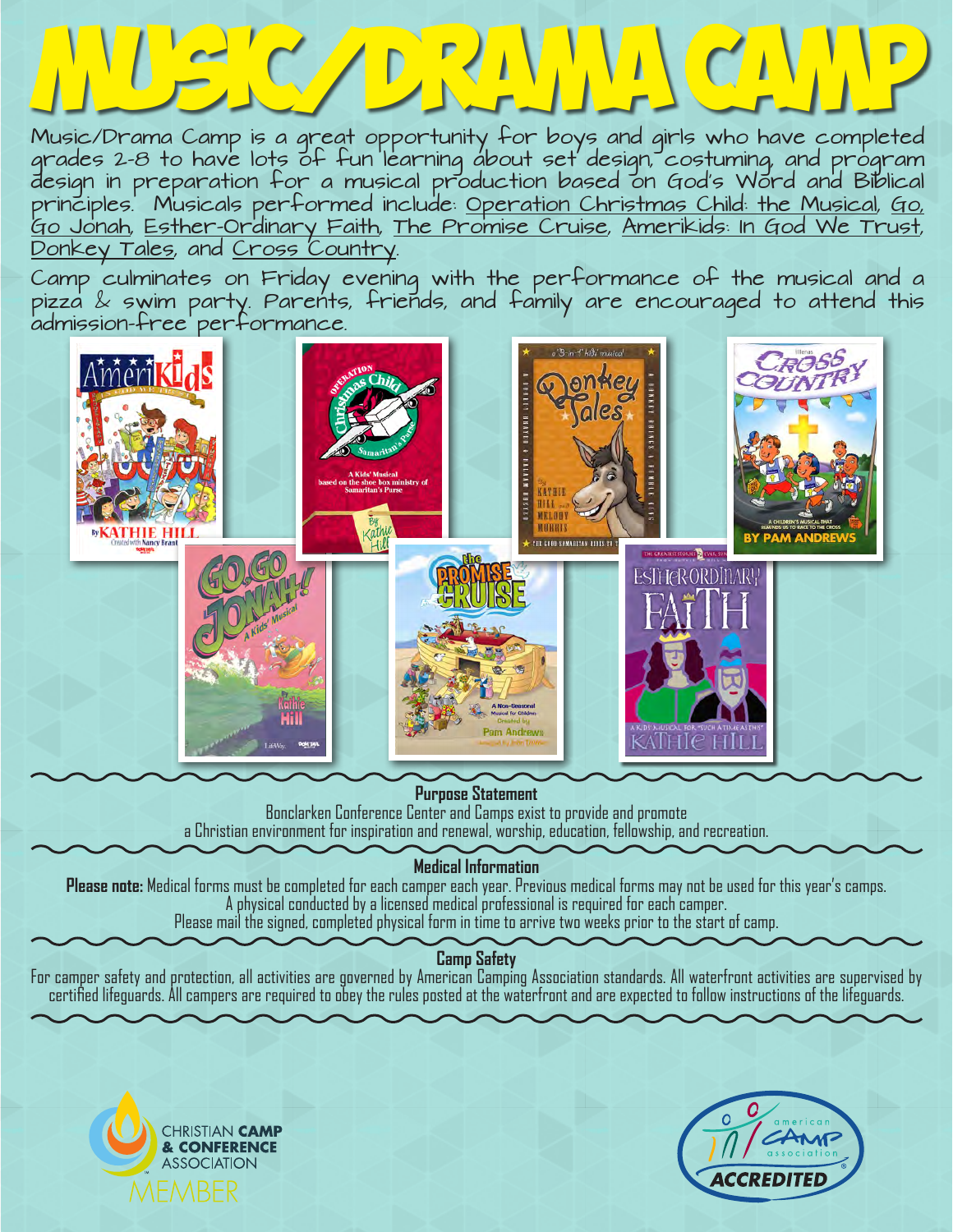# MUSIC/DRAMA CAMP

Music/Drama Camp is a great opportunity for boys and girls who have completed grades 2-8 to have lots of fun learning about set design, costuming, and program design in preparation for a musical production based on God's Word and Biblical principles. Musicals performed include: Operation Christmas Child: the Musical, Go, Go Jonah, Esther-Ordinary Faith, The Promise Cruise, AmeriKids: In God We Trust, Donkey Tales, and Cross Country.

Camp culminates on Friday evening with the performance of the musical and a pizza & swim party. Parents, friends, and family are encouraged to attend this admission-free performance.

**Purpose Statement**

Bonclarken Conference Center and Camps exist to provide and promote a Christian environment for inspiration and renewal, worship, education, fellowship, and recreation.

**Medical Information**

**Please note:** Medical forms must be completed for each camper each year. Previous medical forms may not be used for this year's camps. A physical conducted by a licensed medical professional is required for each camper. Please mail the signed, completed physical form in time to arrive two weeks prior to the start of camp.

**Camp Safety**

For camper safety and protection, all activities are governed by American Camping Association standards. All waterfront activities are supervised by certified lifeguards. All campers are required to obey the rules posted at the waterfront and are expected to follow instructions of the lifeguards.

CHRISTIAN CAMP & CONFERENCE ASSOCIATION MEMBER

american camp association ACCREDITED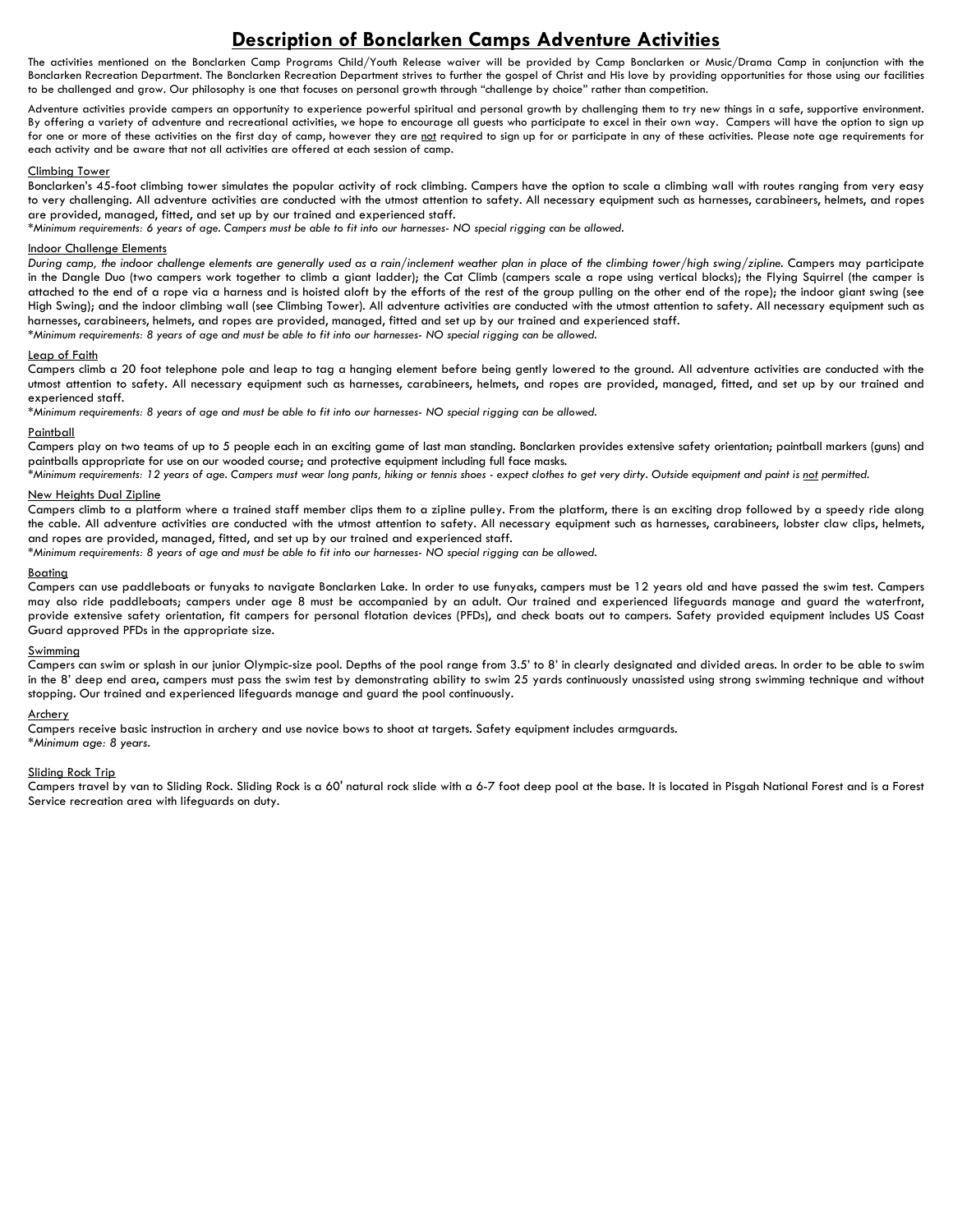# Description of Bonclarken Camps Adventure Activities

The activities mentioned on the Bonclarken Camp Programs Child/Youth Release waiver will be provided by Camp Bonclarken or Music/Drama Camp in conjunction with the Bonclarken Recreation Department. The Bonclarken Recreation Department strives to further the gospel of Christ and His love by providing opportunities for those using our facilities to be challenged and grow. Our philosophy is one that focuses on personal growth through "challenge by choice" rather than competition.

Adventure activities provide campers an opportunity to experience powerful spiritual and personal growth by challenging them to try new things in a safe, supportive environment. By offering a variety of adventure and recreational activities, we hope to encourage all guests who participate to excel in their own way. Campers will have the option to sign up for one or more of these activities on the first day of camp, however they are not required to sign up for or participate in any of these activities. Please note age requirements for each activity and be aware that not all activities are offered at each session of camp.

Climbing Tower

Bonclarken's 45-foot climbing tower simulates the popular activity of rock climbing. Campers have the option to scale a climbing wall with routes ranging from very easy to very challenging. All adventure activities are conducted with the utmost attention to safety. All necessary equipment such as harnesses, carabineers, helmets, and ropes are provided, managed, fitted, and set up by our trained and experienced staff.

*\*Minimum requirements: 6 years of age. Campers must be able to fit into our harnesses- NO special rigging can be allowed.*

Indoor Challenge Elements

*During camp, the indoor challenge elements are generally used as a rain/inclement weather plan in place of the climbing tower/high swing/zipline.* Campers may participate in the Dangle Duo (two campers work together to climb a giant ladder); the Cat Climb (campers scale a rope using vertical blocks); the Flying Squirrel (the camper is attached to the end of a rope via a harness and is hoisted aloft by the efforts of the rest of the group pulling on the other end of the rope); the indoor giant swing (see High Swing); and the indoor climbing wall (see Climbing Tower). All adventure activities are conducted with the utmost attention to safety. All necessary equipment such as harnesses, carabineers, helmets, and ropes are provided, managed, fitted and set up by our trained and experienced staff.

*\*Minimum requirements: 8 years of age and must be able to fit into our harnesses- NO special rigging can be allowed.*

Leap of Faith

Campers climb a 20 foot telephone pole and leap to tag a hanging element before being gently lowered to the ground. All adventure activities are conducted with the utmost attention to safety. All necessary equipment such as harnesses, carabineers, helmets, and ropes are provided, managed, fitted, and set up by our trained and experienced staff.

*\*Minimum requirements: 8 years of age and must be able to fit into our harnesses- NO special rigging can be allowed.*

Paintball

Campers play on two teams of up to 5 people each in an exciting game of last man standing. Bonclarken provides extensive safety orientation; paintball markers (guns) and paintballs appropriate for use on our wooded course; and protective equipment including full face masks.

*\*Minimum requirements: 12 years of age. Campers must wear long pants, hiking or tennis shoes - expect clothes to get very dirty. Outside equipment and paint is not permitted.*

New Heights Dual Zipline

Campers climb to a platform where a trained staff member clips them to a zipline pulley. From the platform, there is an exciting drop followed by a speedy ride along the cable. All adventure activities are conducted with the utmost attention to safety. All necessary equipment such as harnesses, carabineers, lobster claw clips, helmets, and ropes are provided, managed, fitted, and set up by our trained and experienced staff.

*\*Minimum requirements: 8 years of age and must be able to fit into our harnesses- NO special rigging can be allowed.*

Boating

Campers can use paddleboats or funyaks to navigate Bonclarken Lake. In order to use funyaks, campers must be 12 years old and have passed the swim test. Campers may also ride paddleboats; campers under age 8 must be accompanied by an adult. Our trained and experienced lifeguards manage and guard the waterfront, provide extensive safety orientation, fit campers for personal flotation devices (PFDs), and check boats out to campers. Safety provided equipment includes US Coast Guard approved PFDs in the appropriate size.

Swimming

Campers can swim or splash in our junior Olympic-size pool. Depths of the pool range from 3.5' to 8' in clearly designated and divided areas. In order to be able to swim in the 8' deep end area, campers must pass the swim test by demonstrating ability to swim 25 yards continuously unassisted using strong swimming technique and without stopping. Our trained and experienced lifeguards manage and guard the pool continuously.

Archery

Campers receive basic instruction in archery and use novice bows to shoot at targets. Safety equipment includes armguards.

*\*Minimum age: 8 years.*

Sliding Rock Trip

Campers travel by van to Sliding Rock. Sliding Rock is a 60' natural rock slide with a 6-7 foot deep pool at the base. It is located in Pisgah National Forest and is a Forest Service recreation area with lifeguards on duty.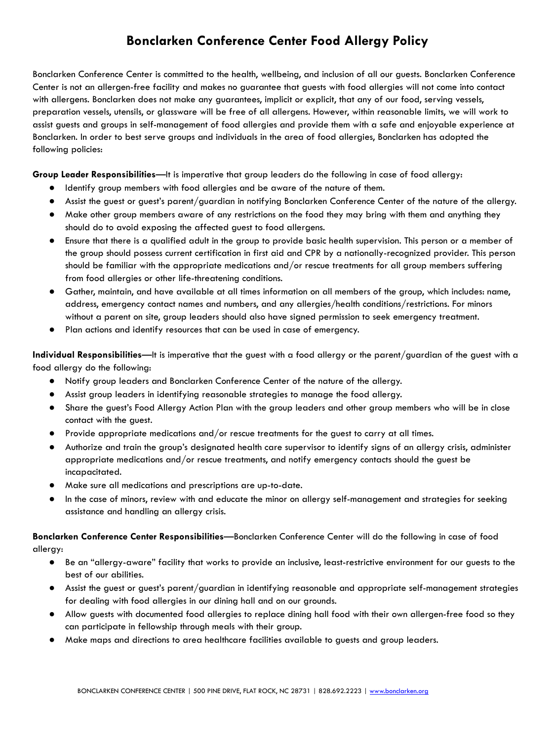# Bonclarken Conference Center Food Allergy Policy

Bonclarken Conference Center is committed to the health, wellbeing, and inclusion of all our guests. Bonclarken Conference Center is not an allergen-free facility and makes no guarantee that guests with food allergies will not come into contact with allergens. Bonclarken does not make any guarantees, implicit or explicit, that any of our food, serving vessels, preparation vessels, utensils, or glassware will be free of all allergens. However, within reasonable limits, we will work to assist guests and groups in self-management of food allergies and provide them with a safe and enjoyable experience at Bonclarken. In order to best serve groups and individuals in the area of food allergies, Bonclarken has adopted the following policies:

**Group Leader Responsibilities**—It is imperative that group leaders do the following in case of food allergy:

- Identify group members with food allergies and be aware of the nature of them.
- Assist the guest or guest's parent/guardian in notifying Bonclarken Conference Center of the nature of the allergy.
- Make other group members aware of any restrictions on the food they may bring with them and anything they should do to avoid exposing the affected guest to food allergens.
- Ensure that there is a qualified adult in the group to provide basic health supervision. This person or a member of the group should possess current certification in first aid and CPR by a nationally-recognized provider. This person should be familiar with the appropriate medications and/or rescue treatments for all group members suffering from food allergies or other life-threatening conditions.
- Gather, maintain, and have available at all times information on all members of the group, which includes: name, address, emergency contact names and numbers, and any allergies/health conditions/restrictions. For minors without a parent on site, group leaders should also have signed permission to seek emergency treatment.
- Plan actions and identify resources that can be used in case of emergency.

**Individual Responsibilities**—It is imperative that the guest with a food allergy or the parent/guardian of the guest with a food allergy do the following:

- Notify group leaders and Bonclarken Conference Center of the nature of the allergy.
- Assist group leaders in identifying reasonable strategies to manage the food allergy.
- Share the guest's Food Allergy Action Plan with the group leaders and other group members who will be in close contact with the guest.
- Provide appropriate medications and/or rescue treatments for the guest to carry at all times.
- Authorize and train the group's designated health care supervisor to identify signs of an allergy crisis, administer appropriate medications and/or rescue treatments, and notify emergency contacts should the guest be incapacitated.
- Make sure all medications and prescriptions are up-to-date.
- In the case of minors, review with and educate the minor on allergy self-management and strategies for seeking assistance and handling an allergy crisis.

**Bonclarken Conference Center Responsibilities**—Bonclarken Conference Center will do the following in case of food allergy:

- Be an "allergy-aware" facility that works to provide an inclusive, least-restrictive environment for our guests to the best of our abilities.
- Assist the guest or guest's parent/guardian in identifying reasonable and appropriate self-management strategies for dealing with food allergies in our dining hall and on our grounds.
- Allow guests with documented food allergies to replace dining hall food with their own allergen-free food so they can participate in fellowship through meals with their group.
- Make maps and directions to area healthcare facilities available to guests and group leaders.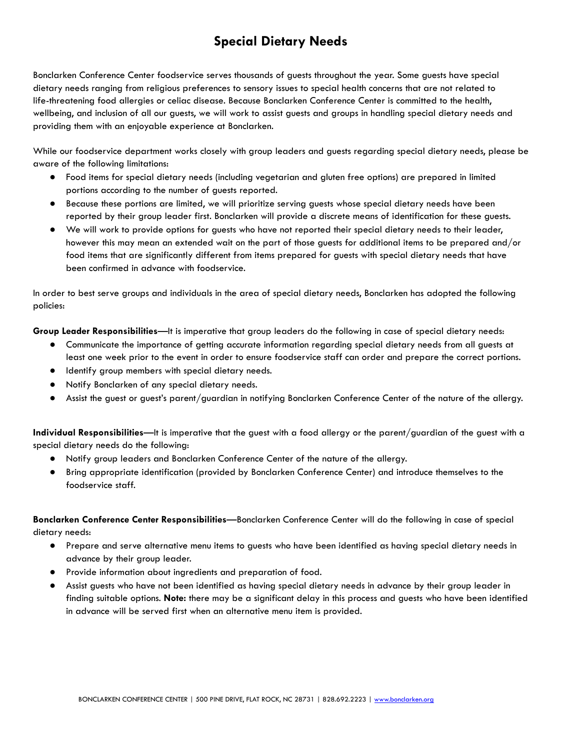# Special Dietary Needs

Bonclarken Conference Center foodservice serves thousands of guests throughout the year. Some guests have special dietary needs ranging from religious preferences to sensory issues to special health concerns that are not related to life-threatening food allergies or celiac disease. Because Bonclarken Conference Center is committed to the health, wellbeing, and inclusion of all our guests, we will work to assist guests and groups in handling special dietary needs and providing them with an enjoyable experience at Bonclarken.

While our foodservice department works closely with group leaders and guests regarding special dietary needs, please be aware of the following limitations:

- Food items for special dietary needs (including vegetarian and gluten free options) are prepared in limited portions according to the number of guests reported.
- Because these portions are limited, we will prioritize serving guests whose special dietary needs have been reported by their group leader first. Bonclarken will provide a discrete means of identification for these guests.
- We will work to provide options for guests who have not reported their special dietary needs to their leader, however this may mean an extended wait on the part of those guests for additional items to be prepared and/or food items that are significantly different from items prepared for guests with special dietary needs that have been confirmed in advance with foodservice.

In order to best serve groups and individuals in the area of special dietary needs, Bonclarken has adopted the following policies:

**Group Leader Responsibilities—**It is imperative that group leaders do the following in case of special dietary needs:

- Communicate the importance of getting accurate information regarding special dietary needs from all guests at least one week prior to the event in order to ensure foodservice staff can order and prepare the correct portions.
- Identify group members with special dietary needs.
- Notify Bonclarken of any special dietary needs.
- Assist the guest or guest's parent/guardian in notifying Bonclarken Conference Center of the nature of the allergy.

**Individual Responsibilities—**It is imperative that the guest with a food allergy or the parent/guardian of the guest with a special dietary needs do the following:

- Notify group leaders and Bonclarken Conference Center of the nature of the allergy.
- Bring appropriate identification (provided by Bonclarken Conference Center) and introduce themselves to the foodservice staff.

**Bonclarken Conference Center Responsibilities—**Bonclarken Conference Center will do the following in case of special dietary needs:

- Prepare and serve alternative menu items to guests who have been identified as having special dietary needs in advance by their group leader.
- Provide information about ingredients and preparation of food.
- Assist guests who have not been identified as having special dietary needs in advance by their group leader in finding suitable options. **Note:** there may be a significant delay in this process and guests who have been identified in advance will be served first when an alternative menu item is provided.